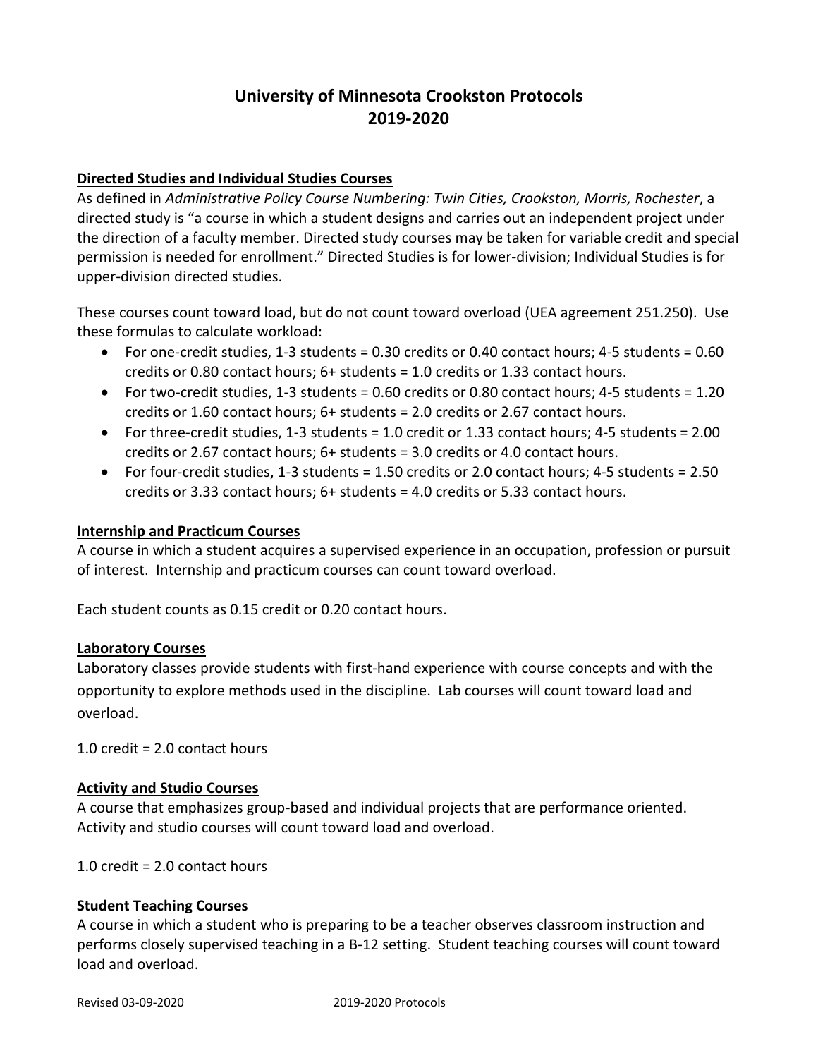# University of Minnesota Crookston Protocols 2019-2020

## Directed Studies and Individual Studies Courses

As defined in *Administrative Policy Course Numbering: Twin Cities, Crookston, Morris, Rochester*, a directed study is "a course in which a student designs and carries out an independent project under the direction of a faculty member. Directed study courses may be taken for variable credit and special permission is needed for enrollment." Directed Studies is for lower-division; Individual Studies is for upper-division directed studies.

These courses count toward load, but do not count toward overload (UEA agreement 251.250). Use these formulas to calculate workload:

- For one-credit studies, 1-3 students = 0.30 credits or 0.40 contact hours; 4-5 students = 0.60 credits or 0.80 contact hours; 6+ students = 1.0 credits or 1.33 contact hours.
- For two-credit studies, 1-3 students = 0.60 credits or 0.80 contact hours; 4-5 students = 1.20 credits or 1.60 contact hours; 6+ students = 2.0 credits or 2.67 contact hours.
- For three-credit studies, 1-3 students = 1.0 credit or 1.33 contact hours; 4-5 students = 2.00 credits or 2.67 contact hours; 6+ students = 3.0 credits or 4.0 contact hours.
- For four-credit studies, 1-3 students = 1.50 credits or 2.0 contact hours; 4-5 students = 2.50 credits or 3.33 contact hours; 6+ students = 4.0 credits or 5.33 contact hours.

## Internship and Practicum Courses

A course in which a student acquires a supervised experience in an occupation, profession or pursuit of interest. Internship and practicum courses can count toward overload.

Each student counts as 0.15 credit or 0.20 contact hours.

## Laboratory Courses

Laboratory classes provide students with first-hand experience with course concepts and with the opportunity to explore methods used in the discipline. Lab courses will count toward load and overload.

1.0 credit = 2.0 contact hours

## Activity and Studio Courses

A course that emphasizes group-based and individual projects that are performance oriented. Activity and studio courses will count toward load and overload.

1.0 credit = 2.0 contact hours

## Student Teaching Courses

A course in which a student who is preparing to be a teacher observes classroom instruction and performs closely supervised teaching in a B-12 setting. Student teaching courses will count toward load and overload.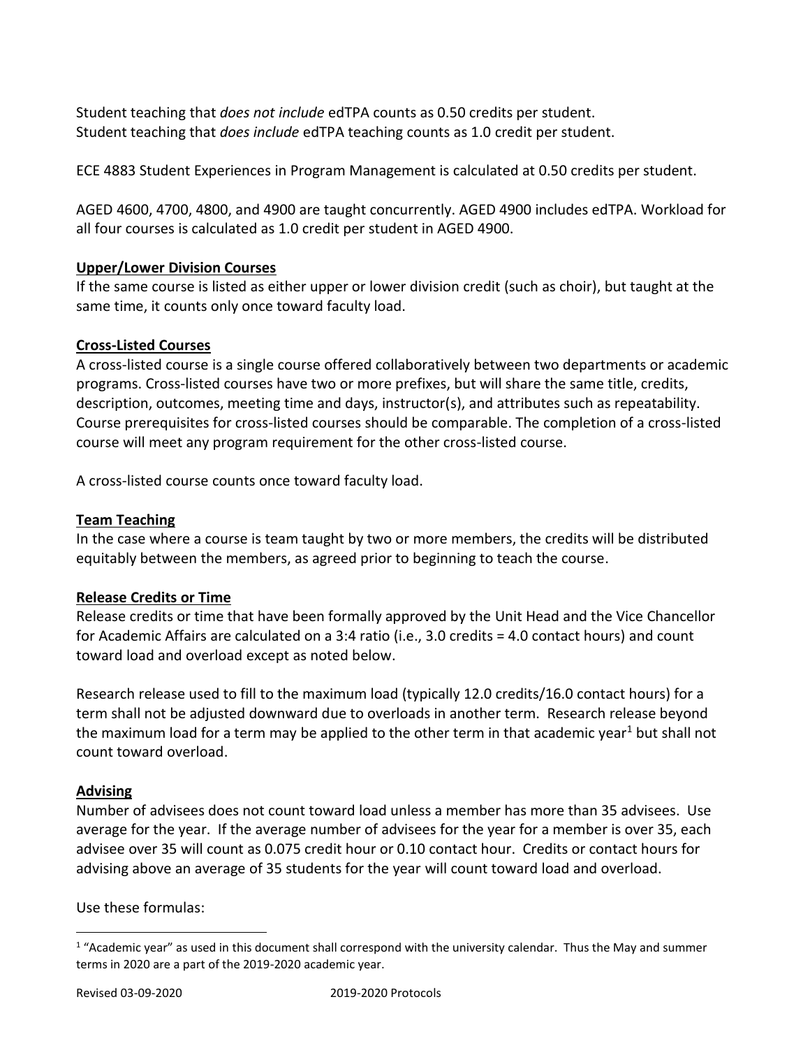Student teaching that *does not include* edTPA counts as 0.50 credits per student.
Student teaching that *does include* edTPA teaching counts as 1.0 credit per student.

ECE 4883 Student Experiences in Program Management is calculated at 0.50 credits per student.

AGED 4600, 4700, 4800, and 4900 are taught concurrently. AGED 4900 includes edTPA. Workload for all four courses is calculated as 1.0 credit per student in AGED 4900.

**Upper/Lower Division Courses**

If the same course is listed as either upper or lower division credit (such as choir), but taught at the same time, it counts only once toward faculty load.

**Cross-Listed Courses**

A cross-listed course is a single course offered collaboratively between two departments or academic programs. Cross-listed courses have two or more prefixes, but will share the same title, credits, description, outcomes, meeting time and days, instructor(s), and attributes such as repeatability. Course prerequisites for cross-listed courses should be comparable. The completion of a cross-listed course will meet any program requirement for the other cross-listed course.

A cross-listed course counts once toward faculty load.

**Team Teaching**

In the case where a course is team taught by two or more members, the credits will be distributed equitably between the members, as agreed prior to beginning to teach the course.

**Release Credits or Time**

Release credits or time that have been formally approved by the Unit Head and the Vice Chancellor for Academic Affairs are calculated on a 3:4 ratio (i.e., 3.0 credits = 4.0 contact hours) and count toward load and overload except as noted below.

Research release used to fill to the maximum load (typically 12.0 credits/16.0 contact hours) for a term shall not be adjusted downward due to overloads in another term. Research release beyond the maximum load for a term may be applied to the other term in that academic year[1] but shall not count toward overload.

**Advising**

Number of advisees does not count toward load unless a member has more than 35 advisees. Use average for the year. If the average number of advisees for the year for a member is over 35, each advisee over 35 will count as 0.075 credit hour or 0.10 contact hour. Credits or contact hours for advising above an average of 35 students for the year will count toward load and overload.

Use these formulas:

[1] "Academic year" as used in this document shall correspond with the university calendar. Thus the May and summer terms in 2020 are a part of the 2019-2020 academic year.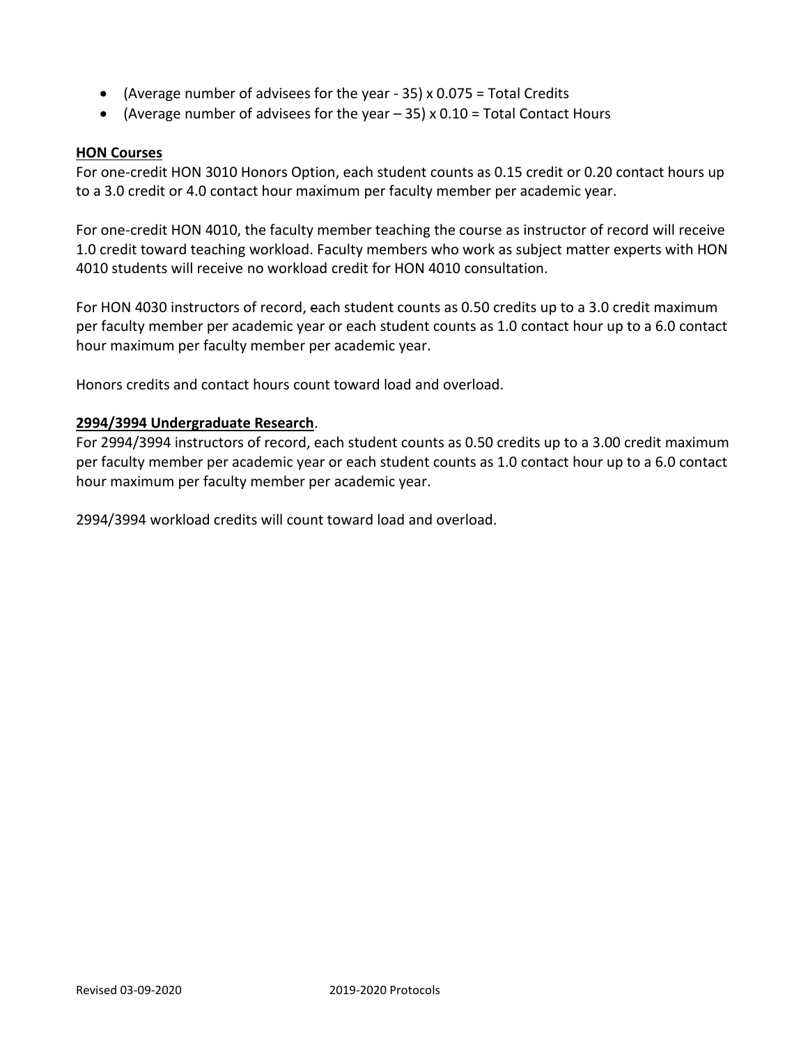- (Average number of advisees for the year - 35) x 0.075 = Total Credits
- (Average number of advisees for the year – 35) x 0.10 = Total Contact Hours

**HON Courses**

For one-credit HON 3010 Honors Option, each student counts as 0.15 credit or 0.20 contact hours up to a 3.0 credit or 4.0 contact hour maximum per faculty member per academic year.

For one-credit HON 4010, the faculty member teaching the course as instructor of record will receive 1.0 credit toward teaching workload. Faculty members who work as subject matter experts with HON 4010 students will receive no workload credit for HON 4010 consultation.

For HON 4030 instructors of record, ~~e~~each student counts as 0.50 credits up to a 3.0 credit maximum per faculty member per academic year or each student counts as 1.0 contact hour up to a 6.0 contact hour maximum per faculty member per academic year.

Honors credits and contact hours count toward load and overload.

**2994/3994 Undergraduate Research**.

For 2994/3994 instructors of record, each student counts as 0.50 credits up to a 3.00 credit maximum per faculty member per academic year or each student counts as 1.0 contact hour up to a 6.0 contact hour maximum per faculty member per academic year.

2994/3994 workload credits will count toward load and overload.